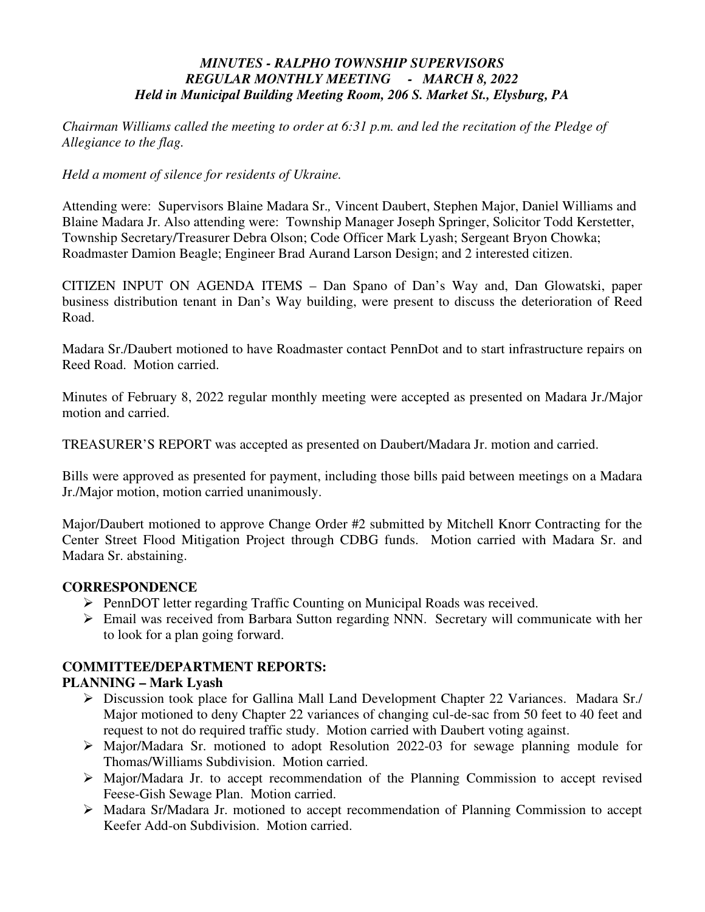***MINUTES - RALPHO TOWNSHIP SUPERVISORS***
***REGULAR MONTHLY MEETING - MARCH 8, 2022***
***Held in Municipal Building Meeting Room, 206 S. Market St., Elysburg, PA***

*Chairman Williams called the meeting to order at 6:31 p.m. and led the recitation of the Pledge of Allegiance to the flag.*

*Held a moment of silence for residents of Ukraine.*

Attending were: Supervisors Blaine Madara Sr., Vincent Daubert, Stephen Major, Daniel Williams and Blaine Madara Jr. Also attending were: Township Manager Joseph Springer, Solicitor Todd Kerstetter, Township Secretary/Treasurer Debra Olson; Code Officer Mark Lyash; Sergeant Bryon Chowka; Roadmaster Damion Beagle; Engineer Brad Aurand Larson Design; and 2 interested citizen.

CITIZEN INPUT ON AGENDA ITEMS – Dan Spano of Dan's Way and, Dan Glowatski, paper business distribution tenant in Dan's Way building, were present to discuss the deterioration of Reed Road.

Madara Sr./Daubert motioned to have Roadmaster contact PennDot and to start infrastructure repairs on Reed Road. Motion carried.

Minutes of February 8, 2022 regular monthly meeting were accepted as presented on Madara Jr./Major motion and carried.

TREASURER'S REPORT was accepted as presented on Daubert/Madara Jr. motion and carried.

Bills were approved as presented for payment, including those bills paid between meetings on a Madara Jr./Major motion, motion carried unanimously.

Major/Daubert motioned to approve Change Order #2 submitted by Mitchell Knorr Contracting for the Center Street Flood Mitigation Project through CDBG funds. Motion carried with Madara Sr. and Madara Sr. abstaining.

## CORRESPONDENCE

- PennDOT letter regarding Traffic Counting on Municipal Roads was received.
- Email was received from Barbara Sutton regarding NNN. Secretary will communicate with her to look for a plan going forward.

## COMMITTEE/DEPARTMENT REPORTS:

### PLANNING – Mark Lyash

- Discussion took place for Gallina Mall Land Development Chapter 22 Variances. Madara Sr./ Major motioned to deny Chapter 22 variances of changing cul-de-sac from 50 feet to 40 feet and request to not do required traffic study. Motion carried with Daubert voting against.
- Major/Madara Sr. motioned to adopt Resolution 2022-03 for sewage planning module for Thomas/Williams Subdivision. Motion carried.
- Major/Madara Jr. to accept recommendation of the Planning Commission to accept revised Feese-Gish Sewage Plan. Motion carried.
- Madara Sr/Madara Jr. motioned to accept recommendation of Planning Commission to accept Keefer Add-on Subdivision. Motion carried.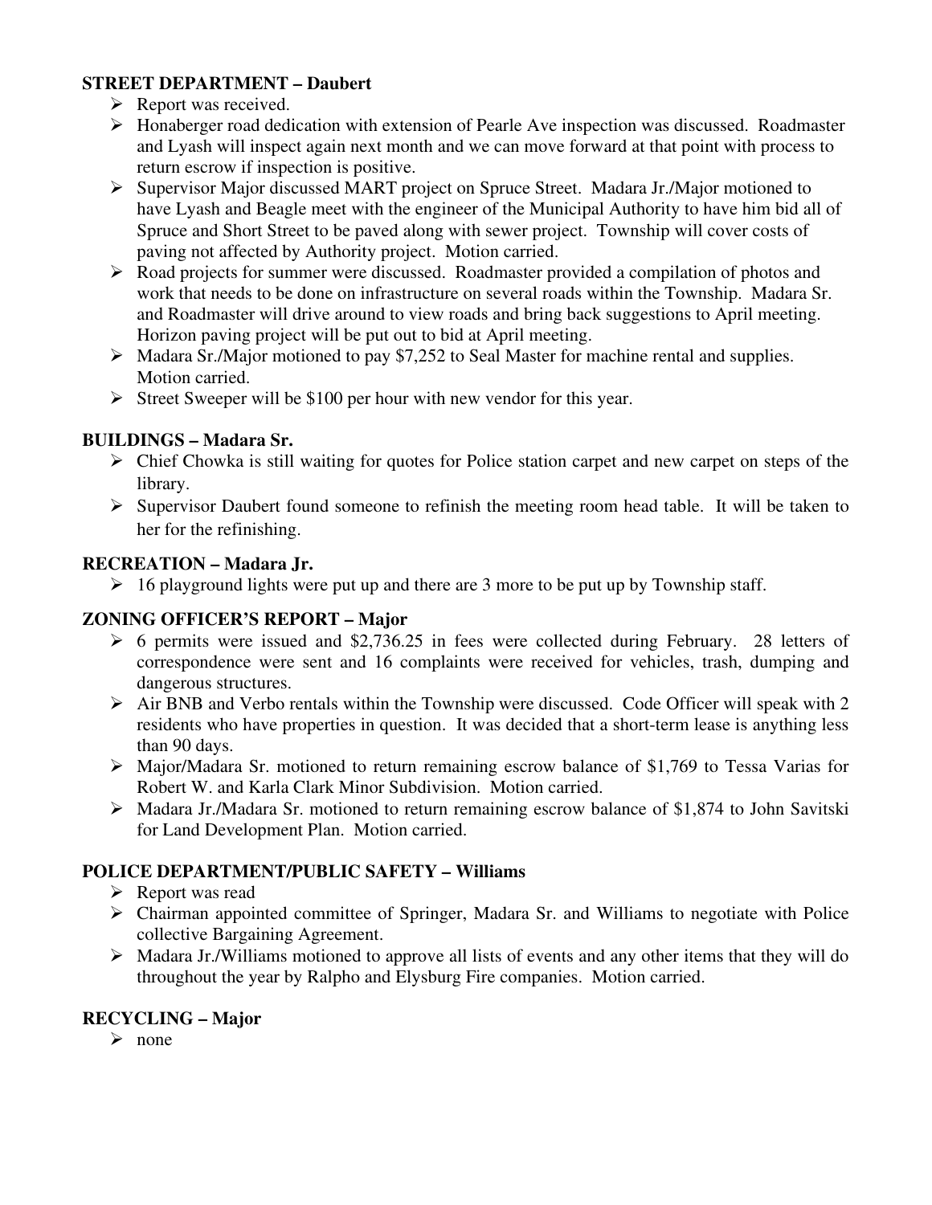**STREET DEPARTMENT – Daubert**

- Report was received.
- Honaberger road dedication with extension of Pearle Ave inspection was discussed. Roadmaster and Lyash will inspect again next month and we can move forward at that point with process to return escrow if inspection is positive.
- Supervisor Major discussed MART project on Spruce Street. Madara Jr./Major motioned to have Lyash and Beagle meet with the engineer of the Municipal Authority to have him bid all of Spruce and Short Street to be paved along with sewer project. Township will cover costs of paving not affected by Authority project. Motion carried.
- Road projects for summer were discussed. Roadmaster provided a compilation of photos and work that needs to be done on infrastructure on several roads within the Township. Madara Sr. and Roadmaster will drive around to view roads and bring back suggestions to April meeting. Horizon paving project will be put out to bid at April meeting.
- Madara Sr./Major motioned to pay $7,252 to Seal Master for machine rental and supplies. Motion carried.
- Street Sweeper will be $100 per hour with new vendor for this year.

**BUILDINGS – Madara Sr.**

- Chief Chowka is still waiting for quotes for Police station carpet and new carpet on steps of the library.
- Supervisor Daubert found someone to refinish the meeting room head table. It will be taken to her for the refinishing.

**RECREATION – Madara Jr.**

- 16 playground lights were put up and there are 3 more to be put up by Township staff.

**ZONING OFFICER'S REPORT – Major**

- 6 permits were issued and $2,736.25 in fees were collected during February. 28 letters of correspondence were sent and 16 complaints were received for vehicles, trash, dumping and dangerous structures.
- Air BNB and Verbo rentals within the Township were discussed. Code Officer will speak with 2 residents who have properties in question. It was decided that a short-term lease is anything less than 90 days.
- Major/Madara Sr. motioned to return remaining escrow balance of $1,769 to Tessa Varias for Robert W. and Karla Clark Minor Subdivision. Motion carried.
- Madara Jr./Madara Sr. motioned to return remaining escrow balance of $1,874 to John Savitski for Land Development Plan. Motion carried.

**POLICE DEPARTMENT/PUBLIC SAFETY – Williams**

- Report was read
- Chairman appointed committee of Springer, Madara Sr. and Williams to negotiate with Police collective Bargaining Agreement.
- Madara Jr./Williams motioned to approve all lists of events and any other items that they will do throughout the year by Ralpho and Elysburg Fire companies. Motion carried.

**RECYCLING – Major**

- none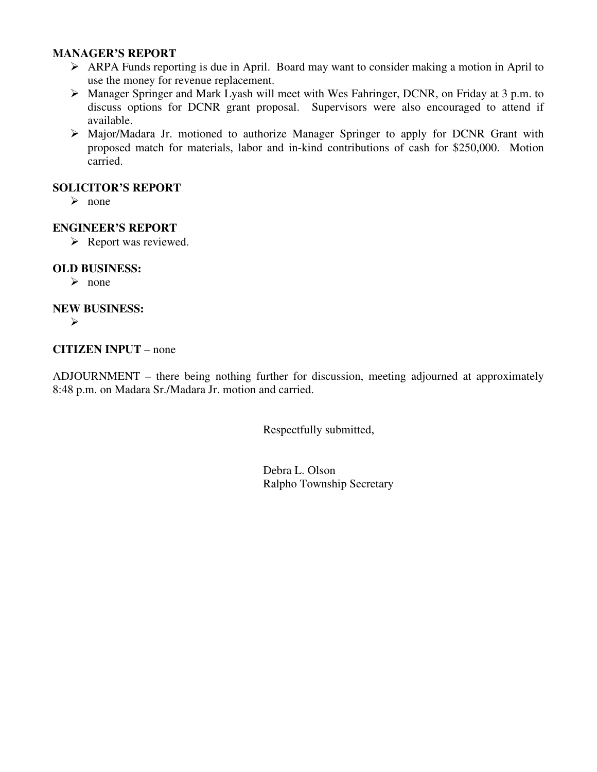**MANAGER'S REPORT**

- ARPA Funds reporting is due in April. Board may want to consider making a motion in April to use the money for revenue replacement.
- Manager Springer and Mark Lyash will meet with Wes Fahringer, DCNR, on Friday at 3 p.m. to discuss options for DCNR grant proposal. Supervisors were also encouraged to attend if available.
- Major/Madara Jr. motioned to authorize Manager Springer to apply for DCNR Grant with proposed match for materials, labor and in-kind contributions of cash for $250,000. Motion carried.

**SOLICITOR'S REPORT**

- none

**ENGINEER'S REPORT**

- Report was reviewed.

**OLD BUSINESS:**

- none

**NEW BUSINESS:**

-

**CITIZEN INPUT** – none

ADJOURNMENT – there being nothing further for discussion, meeting adjourned at approximately 8:48 p.m. on Madara Sr./Madara Jr. motion and carried.

Respectfully submitted,

Debra L. Olson
Ralpho Township Secretary